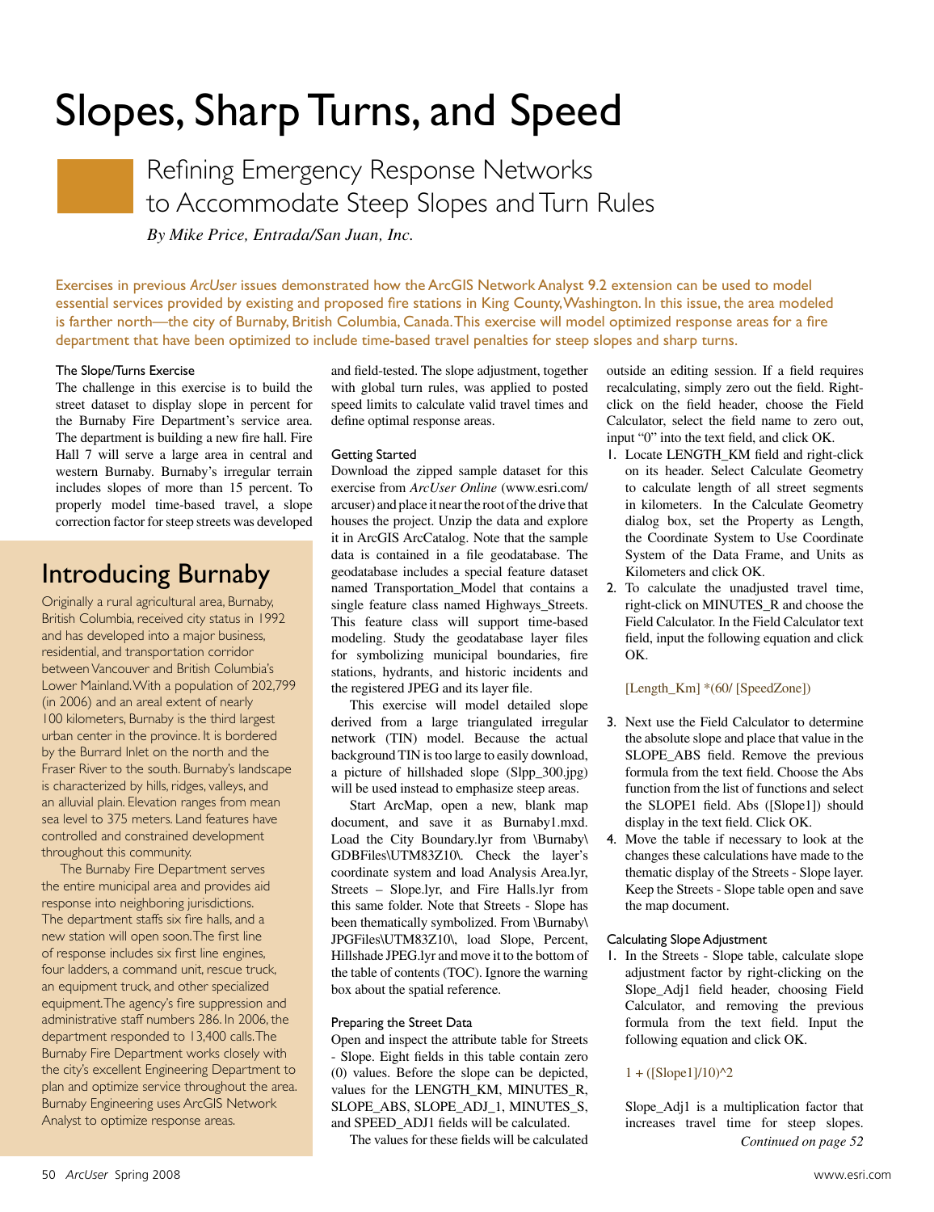# Slopes, Sharp Turns, and Speed

## Refining Emergency Response Networks to Accommodate Steep Slopes and Turn Rules

*By Mike Price, Entrada/San Juan, Inc.*

Exercises in previous *ArcUser* issues demonstrated how the ArcGIS Network Analyst 9.2 extension can be used to model essential services provided by existing and proposed fire stations in King County, Washington. In this issue, the area modeled is farther north—the city of Burnaby, British Columbia, Canada. This exercise will model optimized response areas for a fire department that have been optimized to include time-based travel penalties for steep slopes and sharp turns.

### The Slope/Turns Exercise

The challenge in this exercise is to build the street dataset to display slope in percent for the Burnaby Fire Department's service area. The department is building a new fire hall. Fire Hall 7 will serve a large area in central and western Burnaby. Burnaby's irregular terrain includes slopes of more than 15 percent. To properly model time-based travel, a slope correction factor for steep streets was developed and field-tested. The slope adjustment, together with global turn rules, was applied to posted speed limits to calculate valid travel times and define optimal response areas.

## Introducing Burnaby

Originally a rural agricultural area, Burnaby, British Columbia, received city status in 1992 and has developed into a major business, residential, and transportation corridor between Vancouver and British Columbia's Lower Mainland. With a population of 202,799 (in 2006) and an areal extent of nearly 100 kilometers, Burnaby is the third largest urban center in the province. It is bordered by the Burrard Inlet on the north and the Fraser River to the south. Burnaby's landscape is characterized by hills, ridges, valleys, and an alluvial plain. Elevation ranges from mean sea level to 375 meters. Land features have controlled and constrained development throughout this community.

The Burnaby Fire Department serves the entire municipal area and provides aid response into neighboring jurisdictions. The department staffs six fire halls, and a new station will open soon. The first line of response includes six first line engines, four ladders, a command unit, rescue truck, an equipment truck, and other specialized equipment. The agency's fire suppression and administrative staff numbers 286. In 2006, the department responded to 13,400 calls. The Burnaby Fire Department works closely with the city's excellent Engineering Department to plan and optimize service throughout the area. Burnaby Engineering uses ArcGIS Network Analyst to optimize response areas.

### Getting Started

Download the zipped sample dataset for this exercise from *ArcUser Online* (www.esri.com/arcuser) and place it near the root of the drive that houses the project. Unzip the data and explore it in ArcGIS ArcCatalog. Note that the sample data is contained in a file geodatabase. The geodatabase includes a special feature dataset named Transportation_Model that contains a single feature class named Highways_Streets. This feature class will support time-based modeling. Study the geodatabase layer files for symbolizing municipal boundaries, fire stations, hydrants, and historic incidents and the registered JPEG and its layer file.

This exercise will model detailed slope derived from a large triangulated irregular network (TIN) model. Because the actual background TIN is too large to easily download, a picture of hillshaded slope (Slpp_300.jpg) will be used instead to emphasize steep areas.

Start ArcMap, open a new, blank map document, and save it as Burnaby1.mxd. Load the City Boundary.lyr from \Burnaby\GDBFiles\UTM83Z10\. Check the layer's coordinate system and load Analysis Area.lyr, Streets – Slope.lyr, and Fire Halls.lyr from this same folder. Note that Streets - Slope has been thematically symbolized. From \Burnaby\JPGFiles\UTM83Z10\, load Slope, Percent, Hillshade JPEG.lyr and move it to the bottom of the table of contents (TOC). Ignore the warning box about the spatial reference.

### Preparing the Street Data

Open and inspect the attribute table for Streets - Slope. Eight fields in this table contain zero (0) values. Before the slope can be depicted, values for the LENGTH_KM, MINUTES_R, SLOPE_ABS, SLOPE_ADJ_1, MINUTES_S, and SPEED_ADJ1 fields will be calculated.

The values for these fields will be calculated outside an editing session. If a field requires recalculating, simply zero out the field. Right-click on the field header, choose the Field Calculator, select the field name to zero out, input "0" into the text field, and click OK.

1. Locate LENGTH_KM field and right-click on its header. Select Calculate Geometry to calculate length of all street segments in kilometers. In the Calculate Geometry dialog box, set the Property as Length, the Coordinate System to Use Coordinate System of the Data Frame, and Units as Kilometers and click OK.
2. To calculate the unadjusted travel time, right-click on MINUTES_R and choose the Field Calculator. In the Field Calculator text field, input the following equation and click OK.

   ```
   [Length_Km] *(60/ [SpeedZone])
   ```

3. Next use the Field Calculator to determine the absolute slope and place that value in the SLOPE_ABS field. Remove the previous formula from the text field. Choose the Abs function from the list of functions and select the SLOPE1 field. Abs ([Slope1]) should display in the text field. Click OK.
4. Move the table if necessary to look at the changes these calculations have made to the thematic display of the Streets - Slope layer. Keep the Streets - Slope table open and save the map document.

### Calculating Slope Adjustment

1. In the Streets - Slope table, calculate slope adjustment factor by right-clicking on the Slope_Adj1 field header, choosing Field Calculator, and removing the previous formula from the text field. Input the following equation and click OK.

   ```
   1 + ([Slope1]/10)^2
   ```

   Slope_Adj1 is a multiplication factor that increases travel time for steep slopes.

*Continued on page 52*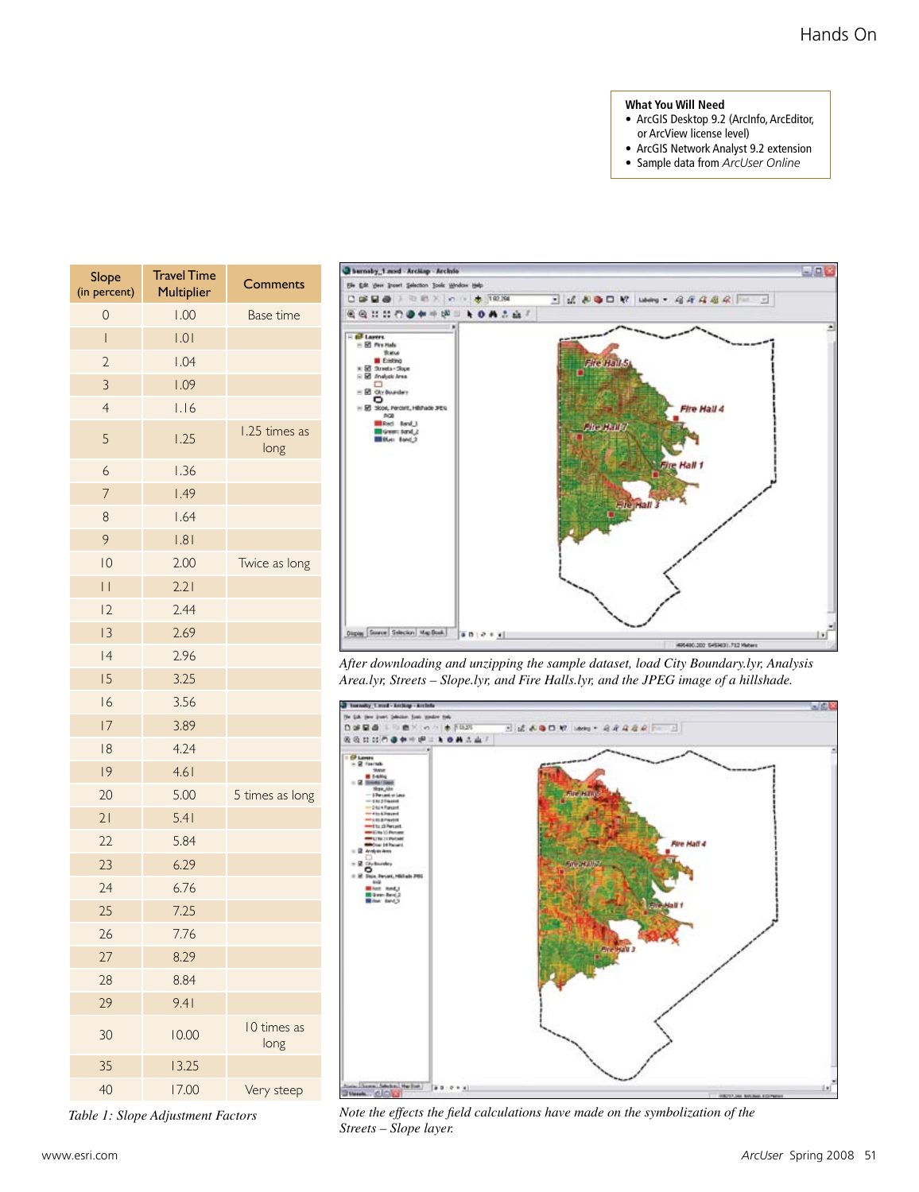**What You Will Need**

- ArcGIS Desktop 9.2 (ArcInfo, ArcEditor, or ArcView license level)
- ArcGIS Network Analyst 9.2 extension
- Sample data from *ArcUser Online*

| Slope (in percent) | Travel Time Multiplier | Comments |
|---|---|---|
| 0 | 1.00 | Base time |
| 1 | 1.01 | |
| 2 | 1.04 | |
| 3 | 1.09 | |
| 4 | 1.16 | |
| 5 | 1.25 | 1.25 times as long |
| 6 | 1.36 | |
| 7 | 1.49 | |
| 8 | 1.64 | |
| 9 | 1.81 | |
| 10 | 2.00 | Twice as long |
| 11 | 2.21 | |
| 12 | 2.44 | |
| 13 | 2.69 | |
| 14 | 2.96 | |
| 15 | 3.25 | |
| 16 | 3.56 | |
| 17 | 3.89 | |
| 18 | 4.24 | |
| 19 | 4.61 | |
| 20 | 5.00 | 5 times as long |
| 21 | 5.41 | |
| 22 | 5.84 | |
| 23 | 6.29 | |
| 24 | 6.76 | |
| 25 | 7.25 | |
| 26 | 7.76 | |
| 27 | 8.29 | |
| 28 | 8.84 | |
| 29 | 9.41 | |
| 30 | 10.00 | 10 times as long |
| 35 | 13.25 | |
| 40 | 17.00 | Very steep |

*Table 1: Slope Adjustment Factors*

*After downloading and unzipping the sample dataset, load City Boundary.lyr, Analysis Area.lyr, Streets – Slope.lyr, and Fire Halls.lyr, and the JPEG image of a hillshade.*

*Note the effects the field calculations have made on the symbolization of the Streets – Slope layer.*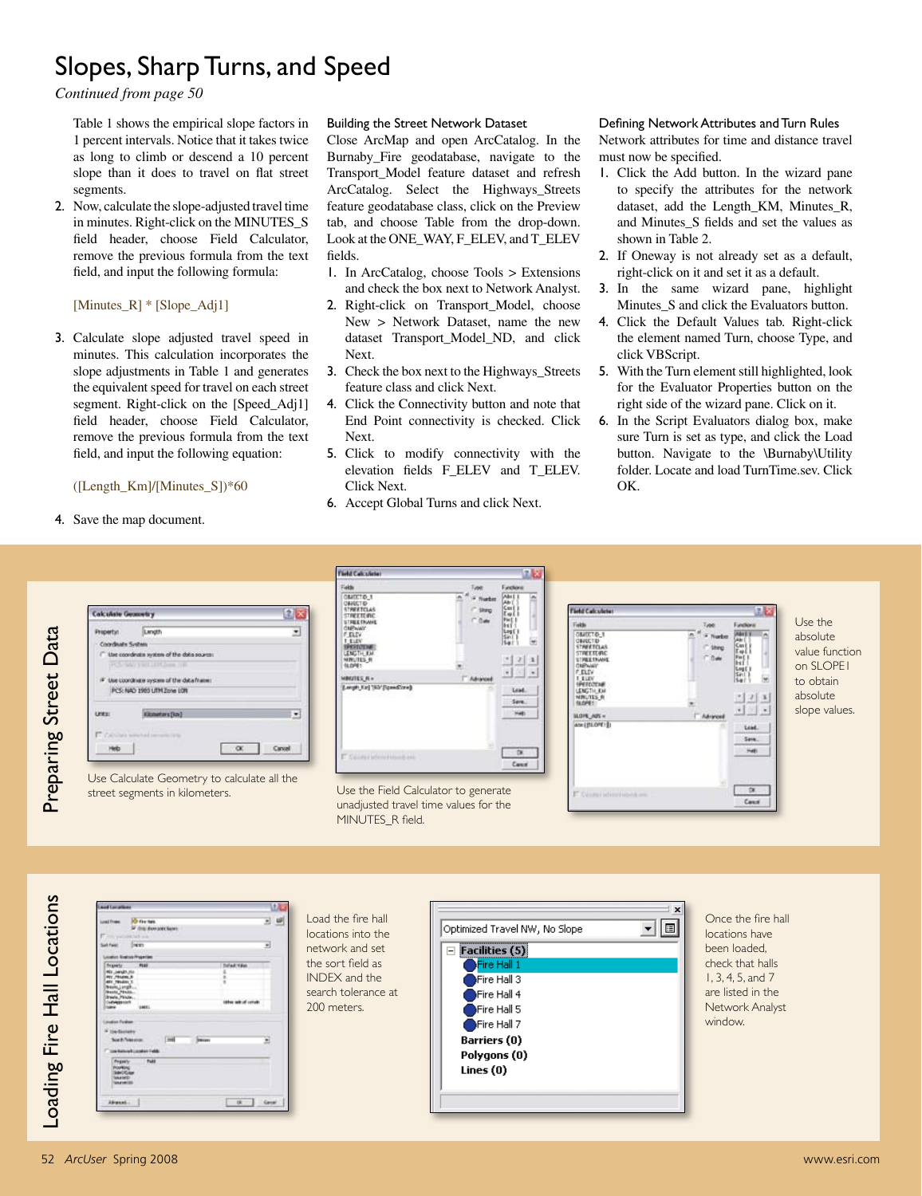# Slopes, Sharp Turns, and Speed

*Continued from page 50*

Table 1 shows the empirical slope factors in 1 percent intervals. Notice that it takes twice as long to climb or descend a 10 percent slope than it does to travel on flat street segments.

2. Now, calculate the slope-adjusted travel time in minutes. Right-click on the MINUTES_S field header, choose Field Calculator, remove the previous formula from the text field, and input the following formula:

   [Minutes_R] * [Slope_Adj1]

3. Calculate slope adjusted travel speed in minutes. This calculation incorporates the slope adjustments in Table 1 and generates the equivalent speed for travel on each street segment. Right-click on the [Speed_Adj1] field header, choose Field Calculator, remove the previous formula from the text field, and input the following equation:

   ([Length_Km]/[Minutes_S])*60

4. Save the map document.

### Building the Street Network Dataset

Close ArcMap and open ArcCatalog. In the Burnaby_Fire geodatabase, navigate to the Transport_Model feature dataset and refresh ArcCatalog. Select the Highways_Streets feature geodatabase class, click on the Preview tab, and choose Table from the drop-down. Look at the ONE_WAY, F_ELEV, and T_ELEV fields.

1. In ArcCatalog, choose Tools > Extensions and check the box next to Network Analyst.
2. Right-click on Transport_Model, choose New > Network Dataset, name the new dataset Transport_Model_ND, and click Next.
3. Check the box next to the Highways_Streets feature class and click Next.
4. Click the Connectivity button and note that End Point connectivity is checked. Click Next.
5. Click to modify connectivity with the elevation fields F_ELEV and T_ELEV. Click Next.
6. Accept Global Turns and click Next.

### Defining Network Attributes and Turn Rules

Network attributes for time and distance travel must now be specified.

1. Click the Add button. In the wizard pane to specify the attributes for the network dataset, add the Length_KM, Minutes_R, and Minutes_S fields and set the values as shown in Table 2.
2. If Oneway is not already set as a default, right-click on it and set it as a default.
3. In the same wizard pane, highlight Minutes_S and click the Evaluators button.
4. Click the Default Values tab. Right-click the element named Turn, choose Type, and click VBScript.
5. With the Turn element still highlighted, look for the Evaluator Properties button on the right side of the wizard pane. Click on it.
6. In the Script Evaluators dialog box, make sure Turn is set as type, and click the Load button. Navigate to the \Burnaby\Utility folder. Locate and load TurnTime.sev. Click OK.

## Preparing Street Data

Use Calculate Geometry to calculate all the street segments in kilometers.

Use the Field Calculator to generate unadjusted travel time values for the MINUTES_R field.

Use the absolute value function on SLOPE1 to obtain absolute slope values.

## Loading Fire Hall Locations

Load the fire hall locations into the network and set the sort field as INDEX and the search tolerance at 200 meters.

Once the fire hall locations have been loaded, check that halls 1, 3, 4, 5, and 7 are listed in the Network Analyst window.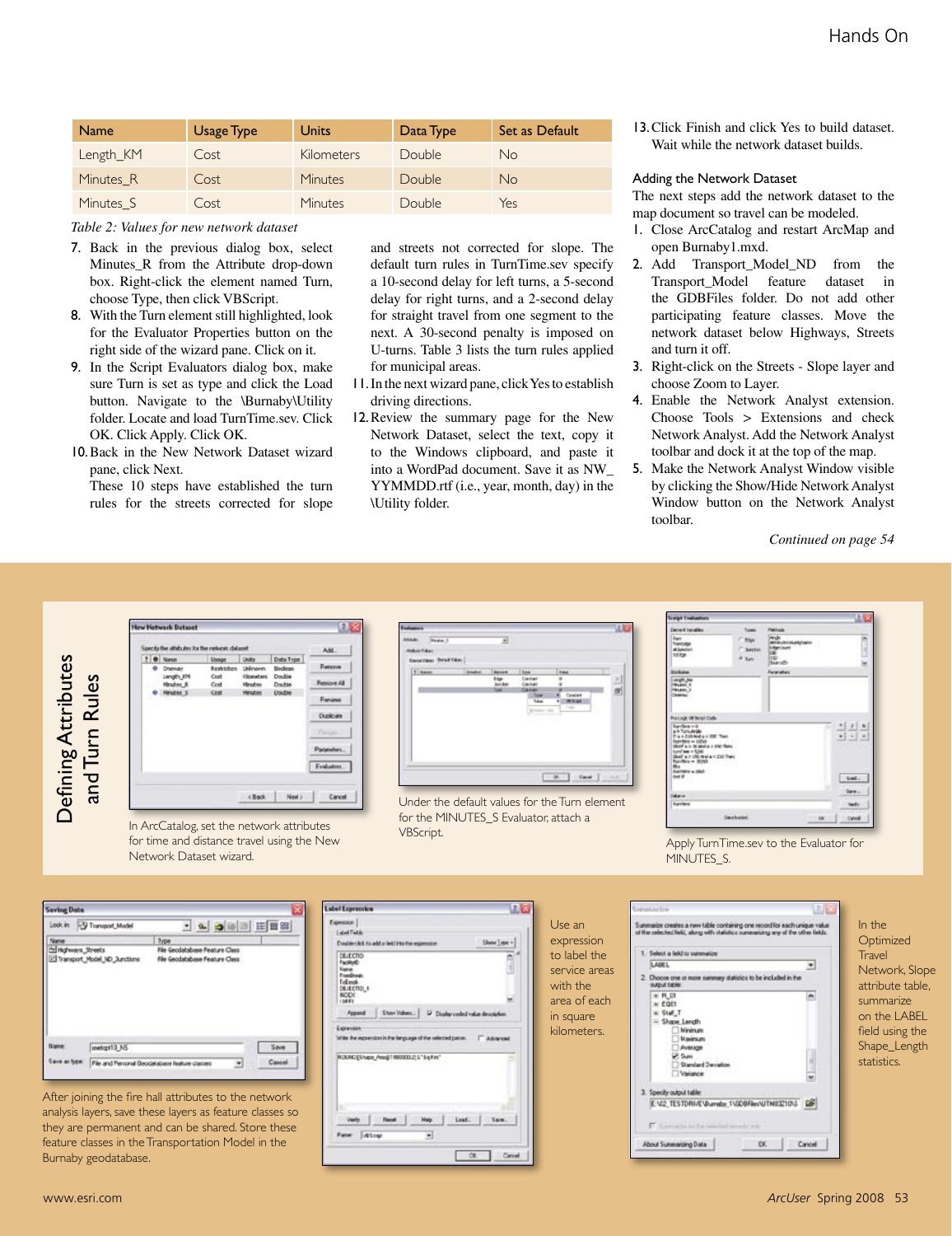| Name | Usage Type | Units | Data Type | Set as Default |
|---|---|---|---|---|
| Length_KM | Cost | Kilometers | Double | No |
| Minutes_R | Cost | Minutes | Double | No |
| Minutes_S | Cost | Minutes | Double | Yes |

*Table 2: Values for new network dataset*

7. Back in the previous dialog box, select Minutes_R from the Attribute drop-down box. Right-click the element named Turn, choose Type, then click VBScript.
8. With the Turn element still highlighted, look for the Evaluator Properties button on the right side of the wizard pane. Click on it.
9. In the Script Evaluators dialog box, make sure Turn is set as type and click the Load button. Navigate to the \Burnaby\Utility folder. Locate and load TurnTime.sev. Click OK. Click Apply. Click OK.
10. Back in the New Network Dataset wizard pane, click Next.

These 10 steps have established the turn rules for the streets corrected for slope and streets not corrected for slope. The default turn rules in TurnTime.sev specify a 10-second delay for left turns, a 5-second delay for right turns, and a 2-second delay for straight travel from one segment to the next. A 30-second penalty is imposed on U-turns. Table 3 lists the turn rules applied for municipal areas.

11. In the next wizard pane, click Yes to establish driving directions.
12. Review the summary page for the New Network Dataset, select the text, copy it to the Windows clipboard, and paste it into a WordPad document. Save it as NW_YYMMDD.rtf (i.e., year, month, day) in the \Utility folder.
13. Click Finish and click Yes to build dataset. Wait while the network dataset builds.

### Adding the Network Dataset

The next steps add the network dataset to the map document so travel can be modeled.

1. Close ArcCatalog and restart ArcMap and open Burnaby1.mxd.
2. Add Transport_Model_ND from the Transport_Model feature dataset in the GDBFiles folder. Do not add other participating feature classes. Move the network dataset below Highways, Streets and turn it off.
3. Right-click on the Streets - Slope layer and choose Zoom to Layer.
4. Enable the Network Analyst extension. Choose Tools > Extensions and check Network Analyst. Add the Network Analyst toolbar and dock it at the top of the map.
5. Make the Network Analyst Window visible by clicking the Show/Hide Network Analyst Window button on the Network Analyst toolbar.

*Continued on page 54*

## Defining Attributes and Turn Rules

In ArcCatalog, set the network attributes for time and distance travel using the New Network Dataset wizard.

Under the default values for the Turn element for the MINUTES_S Evaluator, attach a VBScript.

Apply TurnTime.sev to the Evaluator for MINUTES_S.

After joining the fire hall attributes to the network analysis layers, save these layers as feature classes so they are permanent and can be shared. Store these feature classes in the Transportation Model in the Burnaby geodatabase.

Use an expression to label the service areas with the area of each in square kilometers.

In the Optimized Travel Network, Slope attribute table, summarize on the LABEL field using the Shape_Length statistics.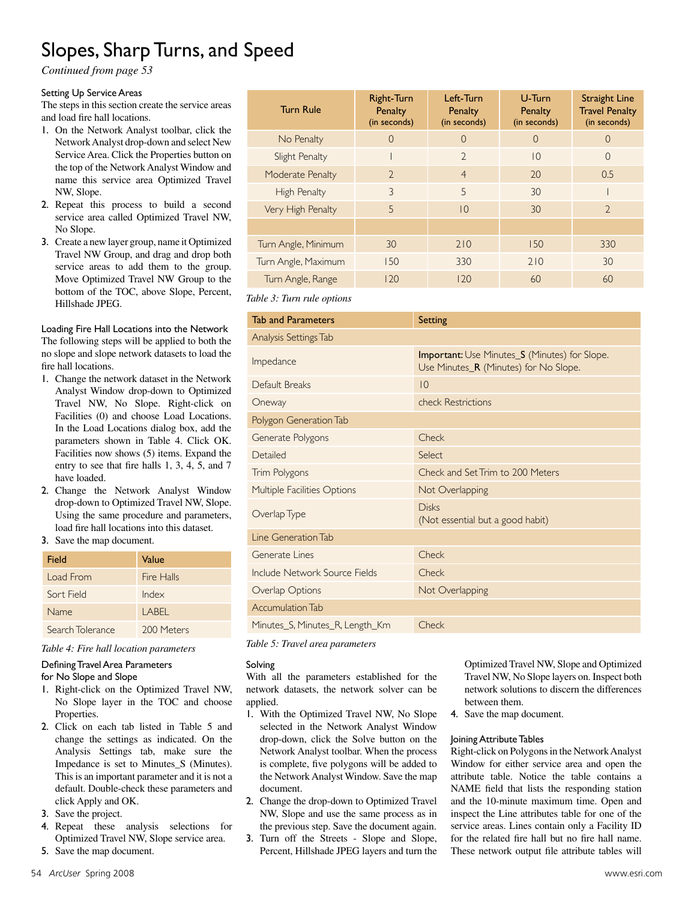# Slopes, Sharp Turns, and Speed

*Continued from page 53*

### Setting Up Service Areas

The steps in this section create the service areas and load fire hall locations.

1. On the Network Analyst toolbar, click the Network Analyst drop-down and select New Service Area. Click the Properties button on the top of the Network Analyst Window and name this service area Optimized Travel NW, Slope.
2. Repeat this process to build a second service area called Optimized Travel NW, No Slope.
3. Create a new layer group, name it Optimized Travel NW Group, and drag and drop both service areas to add them to the group. Move Optimized Travel NW Group to the bottom of the TOC, above Slope, Percent, Hillshade JPEG.

### Loading Fire Hall Locations into the Network

The following steps will be applied to both the no slope and slope network datasets to load the fire hall locations.

1. Change the network dataset in the Network Analyst Window drop-down to Optimized Travel NW, No Slope. Right-click on Facilities (0) and choose Load Locations. In the Load Locations dialog box, add the parameters shown in Table 4. Click OK. Facilities now shows (5) items. Expand the entry to see that fire halls 1, 3, 4, 5, and 7 have loaded.
2. Change the Network Analyst Window drop-down to Optimized Travel NW, Slope. Using the same procedure and parameters, load fire hall locations into this dataset.
3. Save the map document.

| Field | Value |
|---|---|
| Load From | Fire Halls |
| Sort Field | Index |
| Name | LABEL |
| Search Tolerance | 200 Meters |

*Table 4: Fire hall location parameters*

### Defining Travel Area Parameters for No Slope and Slope

1. Right-click on the Optimized Travel NW, No Slope layer in the TOC and choose Properties.
2. Click on each tab listed in Table 5 and change the settings as indicated. On the Analysis Settings tab, make sure the Impedance is set to Minutes_S (Minutes). This is an important parameter and it is not a default. Double-check these parameters and click Apply and OK.
3. Save the project.
4. Repeat these analysis selections for Optimized Travel NW, Slope service area.
5. Save the map document.

| Turn Rule | Right-Turn Penalty (in seconds) | Left-Turn Penalty (in seconds) | U-Turn Penalty (in seconds) | Straight Line Travel Penalty (in seconds) |
|---|---|---|---|---|
| No Penalty | 0 | 0 | 0 | 0 |
| Slight Penalty | 1 | 2 | 10 | 0 |
| Moderate Penalty | 2 | 4 | 20 | 0.5 |
| High Penalty | 3 | 5 | 30 | 1 |
| Very High Penalty | 5 | 10 | 30 | 2 |
| | | | | |
| Turn Angle, Minimum | 30 | 210 | 150 | 330 |
| Turn Angle, Maximum | 150 | 330 | 210 | 30 |
| Turn Angle, Range | 120 | 120 | 60 | 60 |

*Table 3: Turn rule options*

| Tab and Parameters | Setting |
|---|---|
| Analysis Settings Tab | |
| Impedance | **Important:** Use Minutes_**S** (Minutes) for Slope. Use Minutes_**R** (Minutes) for No Slope. |
| Default Breaks | 10 |
| Oneway | check Restrictions |
| Polygon Generation Tab | |
| Generate Polygons | Check |
| Detailed | Select |
| Trim Polygons | Check and Set Trim to 200 Meters |
| Multiple Facilities Options | Not Overlapping |
| Overlap Type | Disks (Not essential but a good habit) |
| Line Generation Tab | |
| Generate Lines | Check |
| Include Network Source Fields | Check |
| Overlap Options | Not Overlapping |
| Accumulation Tab | |
| Minutes_S, Minutes_R, Length_Km | Check |

*Table 5: Travel area parameters*

### Solving

With all the parameters established for the network datasets, the network solver can be applied.

1. With the Optimized Travel NW, No Slope selected in the Network Analyst Window drop-down, click the Solve button on the Network Analyst toolbar. When the process is complete, five polygons will be added to the Network Analyst Window. Save the map document.
2. Change the drop-down to Optimized Travel NW, Slope and use the same process as in the previous step. Save the document again.
3. Turn off the Streets - Slope and Slope, Percent, Hillshade JPEG layers and turn the Optimized Travel NW, Slope and Optimized Travel NW, No Slope layers on. Inspect both network solutions to discern the differences between them.
4. Save the map document.

### Joining Attribute Tables

Right-click on Polygons in the Network Analyst Window for either service area and open the attribute table. Notice the table contains a NAME field that lists the responding station and the 10-minute maximum time. Open and inspect the Line attributes table for one of the service areas. Lines contain only a Facility ID for the related fire hall but no fire hall name. These network output file attribute tables will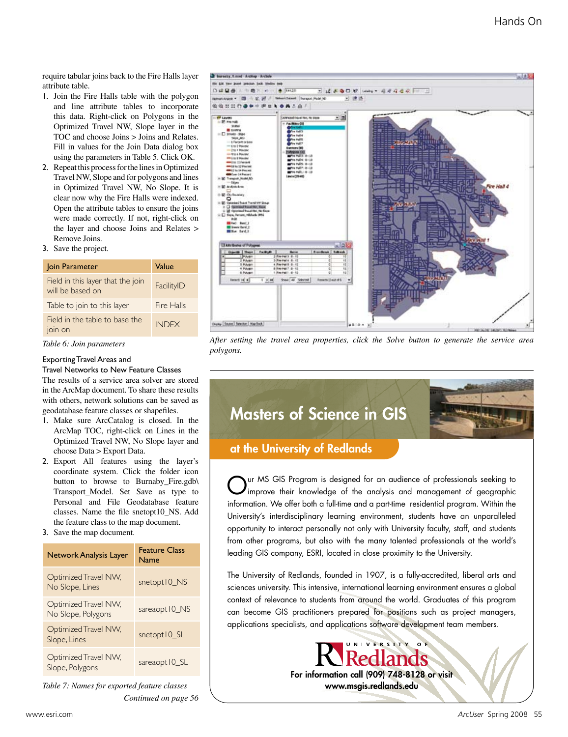require tabular joins back to the Fire Halls layer attribute table.

1. Join the Fire Halls table with the polygon and line attribute tables to incorporate this data. Right-click on Polygons in the Optimized Travel NW, Slope layer in the TOC and choose Joins > Joins and Relates. Fill in values for the Join Data dialog box using the parameters in Table 5. Click OK.
2. Repeat this process for the lines in Optimized Travel NW, Slope and for polygons and lines in Optimized Travel NW, No Slope. It is clear now why the Fire Halls were indexed. Open the attribute tables to ensure the joins were made correctly. If not, right-click on the layer and choose Joins and Relates > Remove Joins.
3. Save the project.

| Join Parameter | Value |
|---|---|
| Field in this layer that the join will be based on | FacilityID |
| Table to join to this layer | Fire Halls |
| Field in the table to base the join on | INDEX |

*Table 6: Join parameters*

### Exporting Travel Areas and Travel Networks to New Feature Classes

The results of a service area solver are stored in the ArcMap document. To share these results with others, network solutions can be saved as geodatabase feature classes or shapefiles.

1. Make sure ArcCatalog is closed. In the ArcMap TOC, right-click on Lines in the Optimized Travel NW, No Slope layer and choose Data > Export Data.
2. Export All features using the layer's coordinate system. Click the folder icon button to browse to Burnaby_Fire.gdb\Transport_Model. Set Save as type to Personal and File Geodatabase feature classes. Name the file snetopt10_NS. Add the feature class to the map document.
3. Save the map document.

| Network Analysis Layer | Feature Class Name |
|---|---|
| Optimized Travel NW, No Slope, Lines | snetopt10_NS |
| Optimized Travel NW, No Slope, Polygons | sareaopt10_NS |
| Optimized Travel NW, Slope, Lines | snetopt10_SL |
| Optimized Travel NW, Slope, Polygons | sareaopt10_SL |

*Table 7: Names for exported feature classes*

*Continued on page 56*

*After setting the travel area properties, click the Solve button to generate the service area polygons.*

## Masters of Science in GIS

### at the University of Redlands

Our MS GIS Program is designed for an audience of professionals seeking to improve their knowledge of the analysis and management of geographic information. We offer both a full-time and a part-time residential program. Within the University's interdisciplinary learning environment, students have an unparalleled opportunity to interact personally not only with University faculty, staff, and students from other programs, but also with the many talented professionals at the world's leading GIS company, ESRI, located in close proximity to the University.

The University of Redlands, founded in 1907, is a fully-accredited, liberal arts and sciences university. This intensive, international learning environment ensures a global context of relevance to students from around the world. Graduates of this program can become GIS practitioners prepared for positions such as project managers, applications specialists, and applications software development team members.

University of Redlands

**For information call (909) 748-8128 or visit www.msgis.redlands.edu**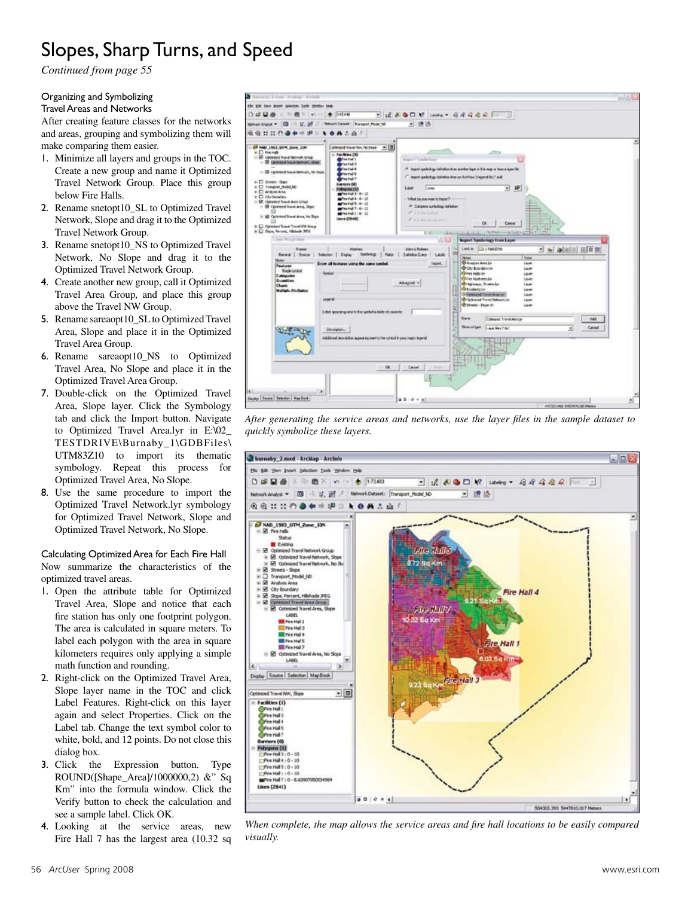# Slopes, Sharp Turns, and Speed

*Continued from page 55*

## Organizing and Symbolizing Travel Areas and Networks

After creating feature classes for the networks and areas, grouping and symbolizing them will make comparing them easier.

1. Minimize all layers and groups in the TOC. Create a new group and name it Optimized Travel Network Group. Place this group below Fire Halls.
2. Rename snetopt10_SL to Optimized Travel Network, Slope and drag it to the Optimized Travel Network Group.
3. Rename snetopt10_NS to Optimized Travel Network, No Slope and drag it to the Optimized Travel Network Group.
4. Create another new group, call it Optimized Travel Area Group, and place this group above the Travel NW Group.
5. Rename sareaopt10_SL to Optimized Travel Area, Slope and place it in the Optimized Travel Area Group.
6. Rename sareaopt10_NS to Optimized Travel Area, No Slope and place it in the Optimized Travel Area Group.
7. Double-click on the Optimized Travel Area, Slope layer. Click the Symbology tab and click the Import button. Navigate to Optimized Travel Area.lyr in E:\02_TESTDRIVE\Burnaby_1\GDBFiles\UTM83Z10 to import its thematic symbology. Repeat this process for Optimized Travel Area, No Slope.
8. Use the same procedure to import the Optimized Travel Network.lyr symbology for Optimized Travel Network, Slope and Optimized Travel Network, No Slope.

## Calculating Optimized Area for Each Fire Hall

Now summarize the characteristics of the optimized travel areas.

1. Open the attribute table for Optimized Travel Area, Slope and notice that each fire station has only one footprint polygon. The area is calculated in square meters. To label each polygon with the area in square kilometers requires only applying a simple math function and rounding.
2. Right-click on the Optimized Travel Area, Slope layer name in the TOC and click Label Features. Right-click on this layer again and select Properties. Click on the Label tab. Change the text symbol color to white, bold, and 12 points. Do not close this dialog box.
3. Click the Expression button. Type ROUND([Shape_Area]/1000000,2) &" Sq Km" into the formula window. Click the Verify button to check the calculation and see a sample label. Click OK.
4. Looking at the service areas, new Fire Hall 7 has the largest area (10.32 sq

*After generating the service areas and networks, use the layer files in the sample dataset to quickly symbolize these layers.*

*When complete, the map allows the service areas and fire hall locations to be easily compared visually.*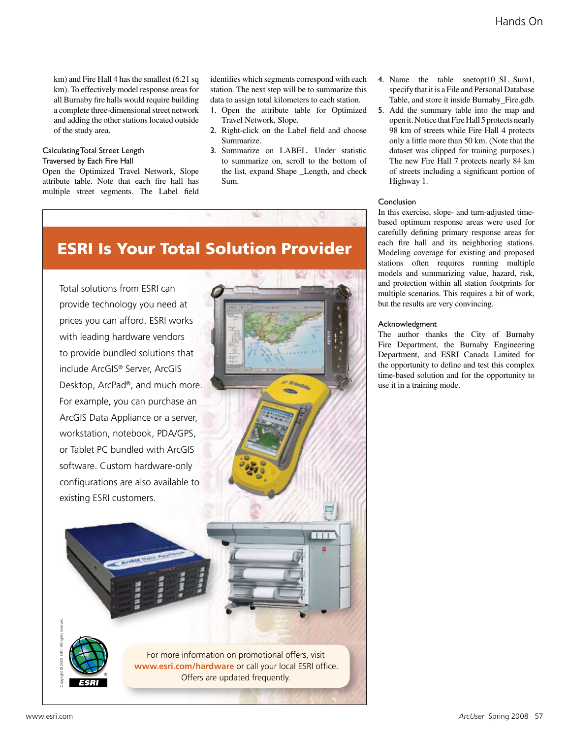km) and Fire Hall 4 has the smallest (6.21 sq km). To effectively model response areas for all Burnaby fire halls would require building a complete three-dimensional street network and adding the other stations located outside of the study area.

### Calculating Total Street Length Traversed by Each Fire Hall

Open the Optimized Travel Network, Slope attribute table. Note that each fire hall has multiple street segments. The Label field identifies which segments correspond with each station. The next step will be to summarize this data to assign total kilometers to each station.

1. Open the attribute table for Optimized Travel Network, Slope.
2. Right-click on the Label field and choose Summarize.
3. Summarize on LABEL. Under statistic to summarize on, scroll to the bottom of the list, expand Shape _Length, and check Sum.
4. Name the table snetopt10_SL_Sum1, specify that it is a File and Personal Database Table, and store it inside Burnaby_Fire.gdb.
5. Add the summary table into the map and open it. Notice that Fire Hall 5 protects nearly 98 km of streets while Fire Hall 4 protects only a little more than 50 km. (Note that the dataset was clipped for training purposes.) The new Fire Hall 7 protects nearly 84 km of streets including a significant portion of Highway 1.

### Conclusion

In this exercise, slope- and turn-adjusted time-based optimum response areas were used for carefully defining primary response areas for each fire hall and its neighboring stations. Modeling coverage for existing and proposed stations often requires running multiple models and summarizing value, hazard, risk, and protection within all station footprints for multiple scenarios. This requires a bit of work, but the results are very convincing.

### Acknowledgment

The author thanks the City of Burnaby Fire Department, the Burnaby Engineering Department, and ESRI Canada Limited for the opportunity to define and test this complex time-based solution and for the opportunity to use it in a training mode.

## ESRI Is Your Total Solution Provider

Total solutions from ESRI can provide technology you need at prices you can afford. ESRI works with leading hardware vendors to provide bundled solutions that include ArcGIS® Server, ArcGIS Desktop, ArcPad®, and much more. For example, you can purchase an ArcGIS Data Appliance or a server, workstation, notebook, PDA/GPS, or Tablet PC bundled with ArcGIS software. Custom hardware-only configurations are also available to existing ESRI customers.

For more information on promotional offers, visit **www.esri.com/hardware** or call your local ESRI office. Offers are updated frequently.

Copyright © 2008 ESRI. All rights reserved.